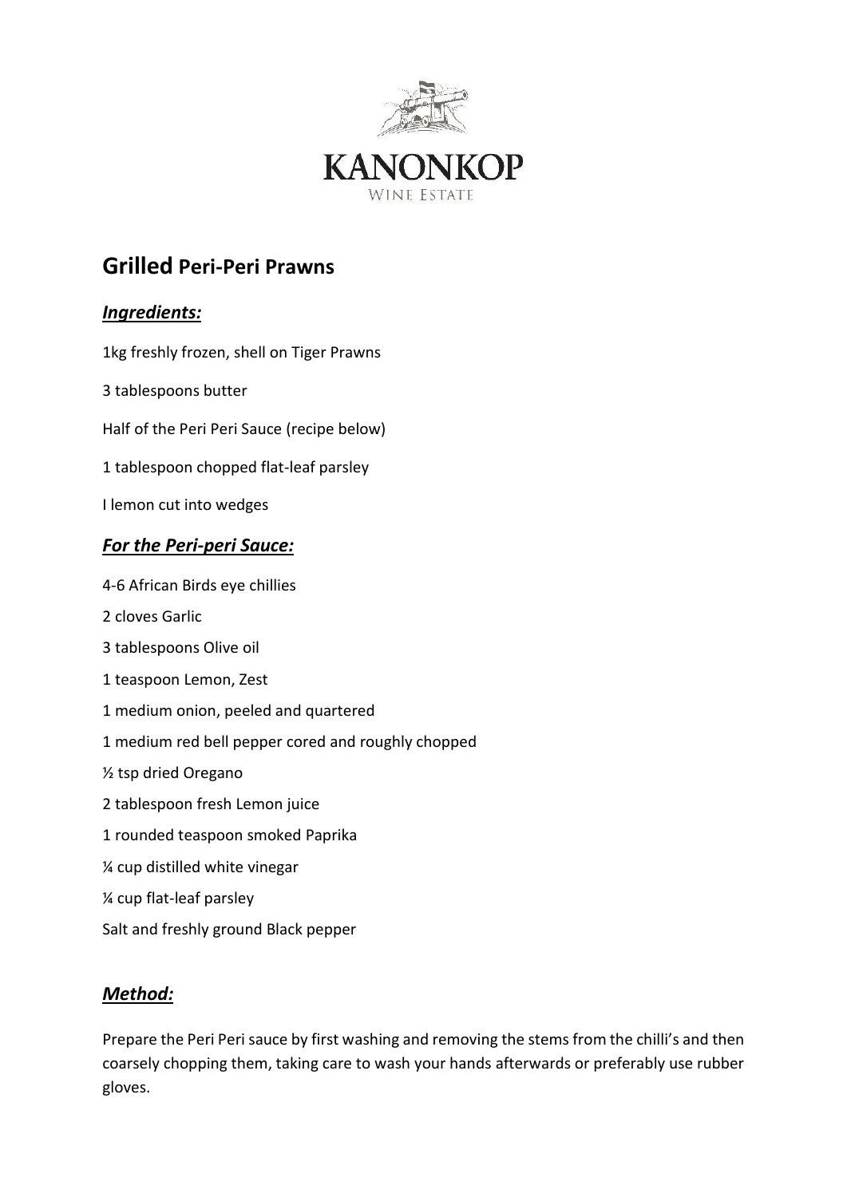KANONKOP

WINE ESTATE

## Grilled Peri-Peri Prawns

### *Ingredients:*

1kg freshly frozen, shell on Tiger Prawns

3 tablespoons butter

Half of the Peri Peri Sauce (recipe below)

1 tablespoon chopped flat-leaf parsley

I lemon cut into wedges

### *For the Peri-peri Sauce:*

4-6 African Birds eye chillies

2 cloves Garlic

3 tablespoons Olive oil

1 teaspoon Lemon, Zest

1 medium onion, peeled and quartered

1 medium red bell pepper cored and roughly chopped

½ tsp dried Oregano

2 tablespoon fresh Lemon juice

1 rounded teaspoon smoked Paprika

¼ cup distilled white vinegar

¼ cup flat-leaf parsley

Salt and freshly ground Black pepper

### *Method:*

Prepare the Peri Peri sauce by first washing and removing the stems from the chilli's and then coarsely chopping them, taking care to wash your hands afterwards or preferably use rubber gloves.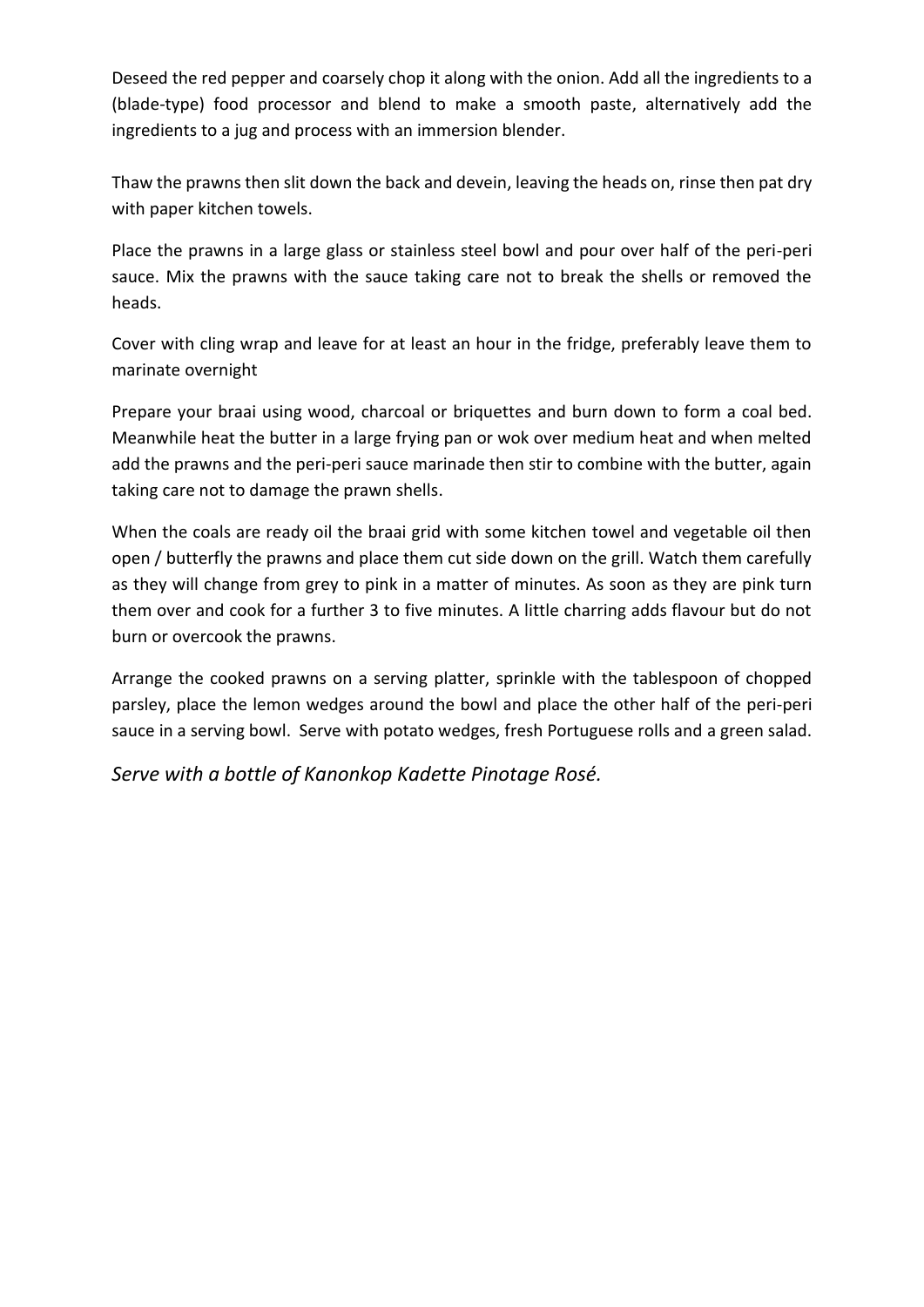Deseed the red pepper and coarsely chop it along with the onion. Add all the ingredients to a (blade-type) food processor and blend to make a smooth paste, alternatively add the ingredients to a jug and process with an immersion blender.

Thaw the prawns then slit down the back and devein, leaving the heads on, rinse then pat dry with paper kitchen towels.

Place the prawns in a large glass or stainless steel bowl and pour over half of the peri-peri sauce. Mix the prawns with the sauce taking care not to break the shells or removed the heads.

Cover with cling wrap and leave for at least an hour in the fridge, preferably leave them to marinate overnight

Prepare your braai using wood, charcoal or briquettes and burn down to form a coal bed. Meanwhile heat the butter in a large frying pan or wok over medium heat and when melted add the prawns and the peri-peri sauce marinade then stir to combine with the butter, again taking care not to damage the prawn shells.

When the coals are ready oil the braai grid with some kitchen towel and vegetable oil then open / butterfly the prawns and place them cut side down on the grill. Watch them carefully as they will change from grey to pink in a matter of minutes. As soon as they are pink turn them over and cook for a further 3 to five minutes. A little charring adds flavour but do not burn or overcook the prawns.

Arrange the cooked prawns on a serving platter, sprinkle with the tablespoon of chopped parsley, place the lemon wedges around the bowl and place the other half of the peri-peri sauce in a serving bowl. Serve with potato wedges, fresh Portuguese rolls and a green salad.

*Serve with a bottle of Kanonkop Kadette Pinotage Rosé.*